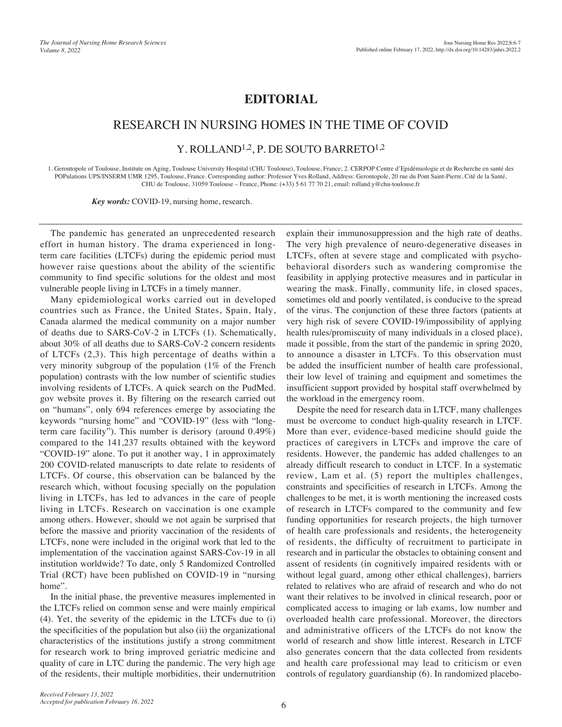# EDITORIAL

## RESEARCH IN NURSING HOMES IN THE TIME OF COVID

Y. ROLLAND[1,2], P. DE SOUTO BARRETO[1,2]

1. Gerontopole of Toulouse, Institute on Aging, Toulouse University Hospital (CHU Toulouse), Toulouse, France; 2. CERPOP Centre d'Epidémiologie et de Recherche en santé des POPulations UPS/INSERM UMR 1295, Toulouse, France. Corresponding author: Professor Yves Rolland, Address: Gerontopole, 20 rue du Pont Saint-Pierre, Cité de la Santé, CHU de Toulouse, 31059 Toulouse – France, Phone: (+33) 5 61 77 70 21, email: rolland.y@chu-toulouse.fr

***Key words:*** COVID-19, nursing home, research.

---

The pandemic has generated an unprecedented research effort in human history. The drama experienced in long-term care facilities (LTCFs) during the epidemic period must however raise questions about the ability of the scientific community to find specific solutions for the oldest and most vulnerable people living in LTCFs in a timely manner.

Many epidemiological works carried out in developed countries such as France, the United States, Spain, Italy, Canada alarmed the medical community on a major number of deaths due to SARS-CoV-2 in LTCFs (1). Schematically, about 30% of all deaths due to SARS-CoV-2 concern residents of LTCFs (2,3). This high percentage of deaths within a very minority subgroup of the population (1% of the French population) contrasts with the low number of scientific studies involving residents of LTCFs. A quick search on the PudMed.gov website proves it. By filtering on the research carried out on "humans", only 694 references emerge by associating the keywords "nursing home" and "COVID-19" (less with "long-term care facility"). This number is derisory (around 0.49%) compared to the 141,237 results obtained with the keyword "COVID-19" alone. To put it another way, 1 in approximately 200 COVID-related manuscripts to date relate to residents of LTCFs. Of course, this observation can be balanced by the research which, without focusing specially on the population living in LTCFs, has led to advances in the care of people living in LTCFs. Research on vaccination is one example among others. However, should we not again be surprised that before the massive and priority vaccination of the residents of LTCFs, none were included in the original work that led to the implementation of the vaccination against SARS-Cov-19 in all institution worldwide? To date, only 5 Randomized Controlled Trial (RCT) have been published on COVID-19 in "nursing home".

In the initial phase, the preventive measures implemented in the LTCFs relied on common sense and were mainly empirical (4). Yet, the severity of the epidemic in the LTCFs due to (i) the specificities of the population but also (ii) the organizational characteristics of the institutions justify a strong commitment for research work to bring improved geriatric medicine and quality of care in LTC during the pandemic. The very high age of the residents, their multiple morbidities, their undernutrition explain their immunosuppression and the high rate of deaths. The very high prevalence of neuro-degenerative diseases in LTCFs, often at severe stage and complicated with psycho-behavioral disorders such as wandering compromise the feasibility in applying protective measures and in particular in wearing the mask. Finally, community life, in closed spaces, sometimes old and poorly ventilated, is conducive to the spread of the virus. The conjunction of these three factors (patients at very high risk of severe COVID-19/impossibility of applying health rules/promiscuity of many individuals in a closed place), made it possible, from the start of the pandemic in spring 2020, to announce a disaster in LTCFs. To this observation must be added the insufficient number of health care professional, their low level of training and equipment and sometimes the insufficient support provided by hospital staff overwhelmed by the workload in the emergency room.

Despite the need for research data in LTCF, many challenges must be overcome to conduct high-quality research in LTCF. More than ever, evidence-based medicine should guide the practices of caregivers in LTCFs and improve the care of residents. However, the pandemic has added challenges to an already difficult research to conduct in LTCF. In a systematic review, Lam et al. (5) report the multiples challenges, constraints and specificities of research in LTCFs. Among the challenges to be met, it is worth mentioning the increased costs of research in LTCFs compared to the community and few funding opportunities for research projects, the high turnover of health care professionals and residents, the heterogeneity of residents, the difficulty of recruitment to participate in research and in particular the obstacles to obtaining consent and assent of residents (in cognitively impaired residents with or without legal guard, among other ethical challenges), barriers related to relatives who are afraid of research and who do not want their relatives to be involved in clinical research, poor or complicated access to imaging or lab exams, low number and overloaded health care professional. Moreover, the directors and administrative officers of the LTCFs do not know the world of research and show little interest. Research in LTCF also generates concern that the data collected from residents and health care professional may lead to criticism or even controls of regulatory guardianship (6). In randomized placebo-

*Received February 13, 2022*
*Accepted for publication February 16, 2022*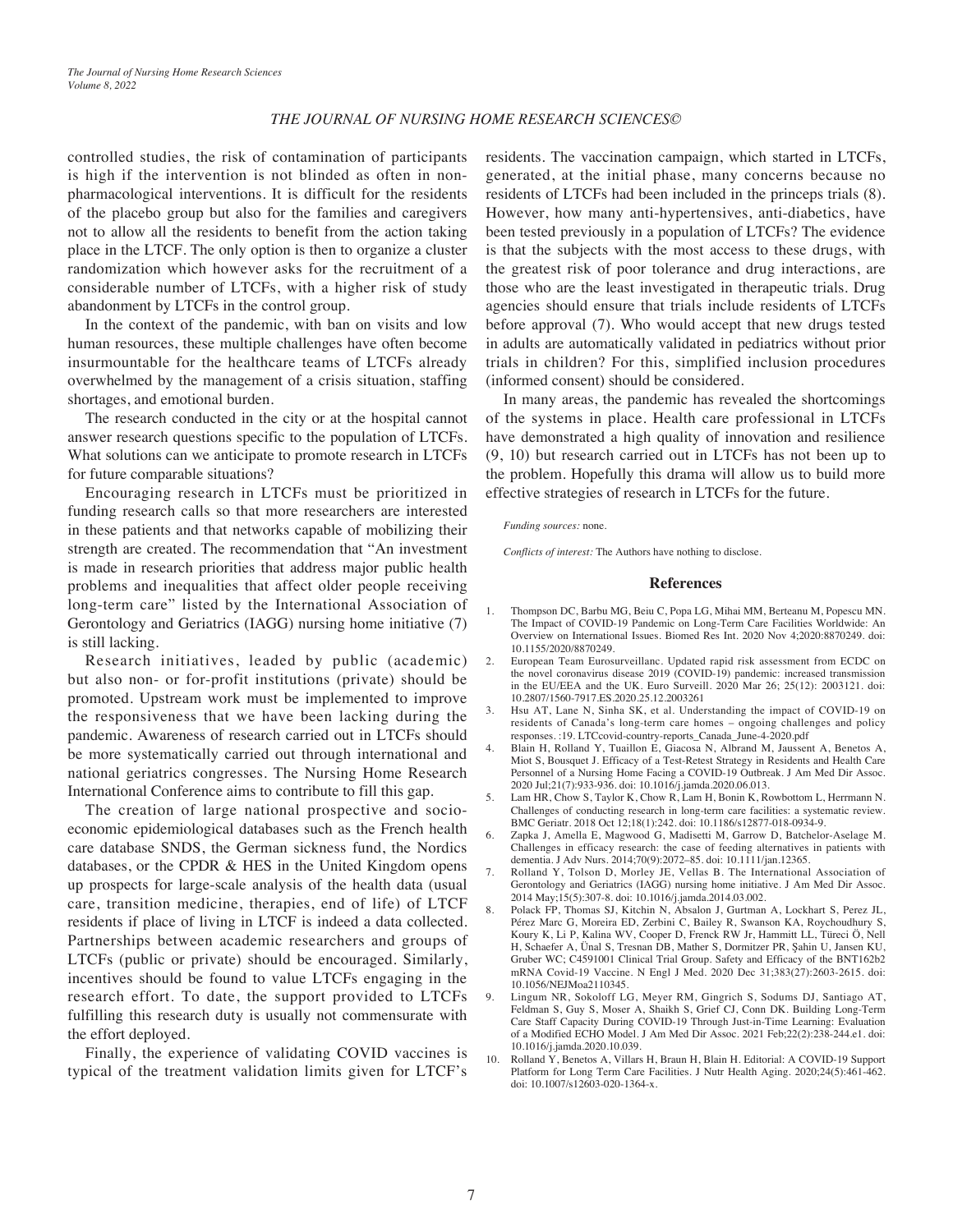controlled studies, the risk of contamination of participants is high if the intervention is not blinded as often in non-pharmacological interventions. It is difficult for the residents of the placebo group but also for the families and caregivers not to allow all the residents to benefit from the action taking place in the LTCF. The only option is then to organize a cluster randomization which however asks for the recruitment of a considerable number of LTCFs, with a higher risk of study abandonment by LTCFs in the control group.

In the context of the pandemic, with ban on visits and low human resources, these multiple challenges have often become insurmountable for the healthcare teams of LTCFs already overwhelmed by the management of a crisis situation, staffing shortages, and emotional burden.

The research conducted in the city or at the hospital cannot answer research questions specific to the population of LTCFs. What solutions can we anticipate to promote research in LTCFs for future comparable situations?

Encouraging research in LTCFs must be prioritized in funding research calls so that more researchers are interested in these patients and that networks capable of mobilizing their strength are created. The recommendation that "An investment is made in research priorities that address major public health problems and inequalities that affect older people receiving long-term care" listed by the International Association of Gerontology and Geriatrics (IAGG) nursing home initiative (7) is still lacking.

Research initiatives, leaded by public (academic) but also non- or for-profit institutions (private) should be promoted. Upstream work must be implemented to improve the responsiveness that we have been lacking during the pandemic. Awareness of research carried out in LTCFs should be more systematically carried out through international and national geriatrics congresses. The Nursing Home Research International Conference aims to contribute to fill this gap.

The creation of large national prospective and socio-economic epidemiological databases such as the French health care database SNDS, the German sickness fund, the Nordics databases, or the CPDR & HES in the United Kingdom opens up prospects for large-scale analysis of the health data (usual care, transition medicine, therapies, end of life) of LTCF residents if place of living in LTCF is indeed a data collected. Partnerships between academic researchers and groups of LTCFs (public or private) should be encouraged. Similarly, incentives should be found to value LTCFs engaging in the research effort. To date, the support provided to LTCFs fulfilling this research duty is usually not commensurate with the effort deployed.

Finally, the experience of validating COVID vaccines is typical of the treatment validation limits given for LTCF's residents. The vaccination campaign, which started in LTCFs, generated, at the initial phase, many concerns because no residents of LTCFs had been included in the princeps trials (8). However, how many anti-hypertensives, anti-diabetics, have been tested previously in a population of LTCFs? The evidence is that the subjects with the most access to these drugs, with the greatest risk of poor tolerance and drug interactions, are those who are the least investigated in therapeutic trials. Drug agencies should ensure that trials include residents of LTCFs before approval (7). Who would accept that new drugs tested in adults are automatically validated in pediatrics without prior trials in children? For this, simplified inclusion procedures (informed consent) should be considered.

In many areas, the pandemic has revealed the shortcomings of the systems in place. Health care professional in LTCFs have demonstrated a high quality of innovation and resilience (9, 10) but research carried out in LTCFs has not been up to the problem. Hopefully this drama will allow us to build more effective strategies of research in LTCFs for the future.

*Funding sources:* none.

*Conflicts of interest:* The Authors have nothing to disclose.

## References

1. Thompson DC, Barbu MG, Beiu C, Popa LG, Mihai MM, Berteanu M, Popescu MN. The Impact of COVID-19 Pandemic on Long-Term Care Facilities Worldwide: An Overview on International Issues. Biomed Res Int. 2020 Nov 4;2020:8870249. doi: 10.1155/2020/8870249.
2. European Team Eurosurveillanc. Updated rapid risk assessment from ECDC on the novel coronavirus disease 2019 (COVID-19) pandemic: increased transmission in the EU/EEA and the UK. Euro Surveill. 2020 Mar 26; 25(12): 2003121. doi: 10.2807/1560-7917.ES.2020.25.12.2003261
3. Hsu AT, Lane N, Sinha SK, et al. Understanding the impact of COVID-19 on residents of Canada's long-term care homes – ongoing challenges and policy responses. :19. LTCcovid-country-reports_Canada_June-4-2020.pdf
4. Blain H, Rolland Y, Tuaillon E, Giacosa N, Albrand M, Jaussent A, Benetos A, Miot S, Bousquet J. Efficacy of a Test-Retest Strategy in Residents and Health Care Personnel of a Nursing Home Facing a COVID-19 Outbreak. J Am Med Dir Assoc. 2020 Jul;21(7):933-936. doi: 10.1016/j.jamda.2020.06.013.
5. Lam HR, Chow S, Taylor K, Chow R, Lam H, Bonin K, Rowbottom L, Herrmann N. Challenges of conducting research in long-term care facilities: a systematic review. BMC Geriatr. 2018 Oct 12;18(1):242. doi: 10.1186/s12877-018-0934-9.
6. Zapka J, Amella E, Magwood G, Madisetti M, Garrow D, Batchelor-Aselage M. Challenges in efficacy research: the case of feeding alternatives in patients with dementia. J Adv Nurs. 2014;70(9):2072–85. doi: 10.1111/jan.12365.
7. Rolland Y, Tolson D, Morley JE, Vellas B. The International Association of Gerontology and Geriatrics (IAGG) nursing home initiative. J Am Med Dir Assoc. 2014 May;15(5):307-8. doi: 10.1016/j.jamda.2014.03.002.
8. Polack FP, Thomas SJ, Kitchin N, Absalon J, Gurtman A, Lockhart S, Perez JL, Pérez Marc G, Moreira ED, Zerbini C, Bailey R, Swanson KA, Roychoudhury S, Koury K, Li P, Kalina WV, Cooper D, Frenck RW Jr, Hammitt LL, Türeci Ö, Nell H, Schaefer A, Ünal S, Tresnan DB, Mather S, Dormitzer PR, Şahin U, Jansen KU, Gruber WC; C4591001 Clinical Trial Group. Safety and Efficacy of the BNT162b2 mRNA Covid-19 Vaccine. N Engl J Med. 2020 Dec 31;383(27):2603-2615. doi: 10.1056/NEJMoa2110345.
9. Lingum NR, Sokoloff LG, Meyer RM, Gingrich S, Sodums DJ, Santiago AT, Feldman S, Guy S, Moser A, Shaikh S, Grief CJ, Conn DK. Building Long-Term Care Staff Capacity During COVID-19 Through Just-in-Time Learning: Evaluation of a Modified ECHO Model. J Am Med Dir Assoc. 2021 Feb;22(2):238-244.e1. doi: 10.1016/j.jamda.2020.10.039.
10. Rolland Y, Benetos A, Villars H, Braun H, Blain H. Editorial: A COVID-19 Support Platform for Long Term Care Facilities. J Nutr Health Aging. 2020;24(5):461-462. doi: 10.1007/s12603-020-1364-x.